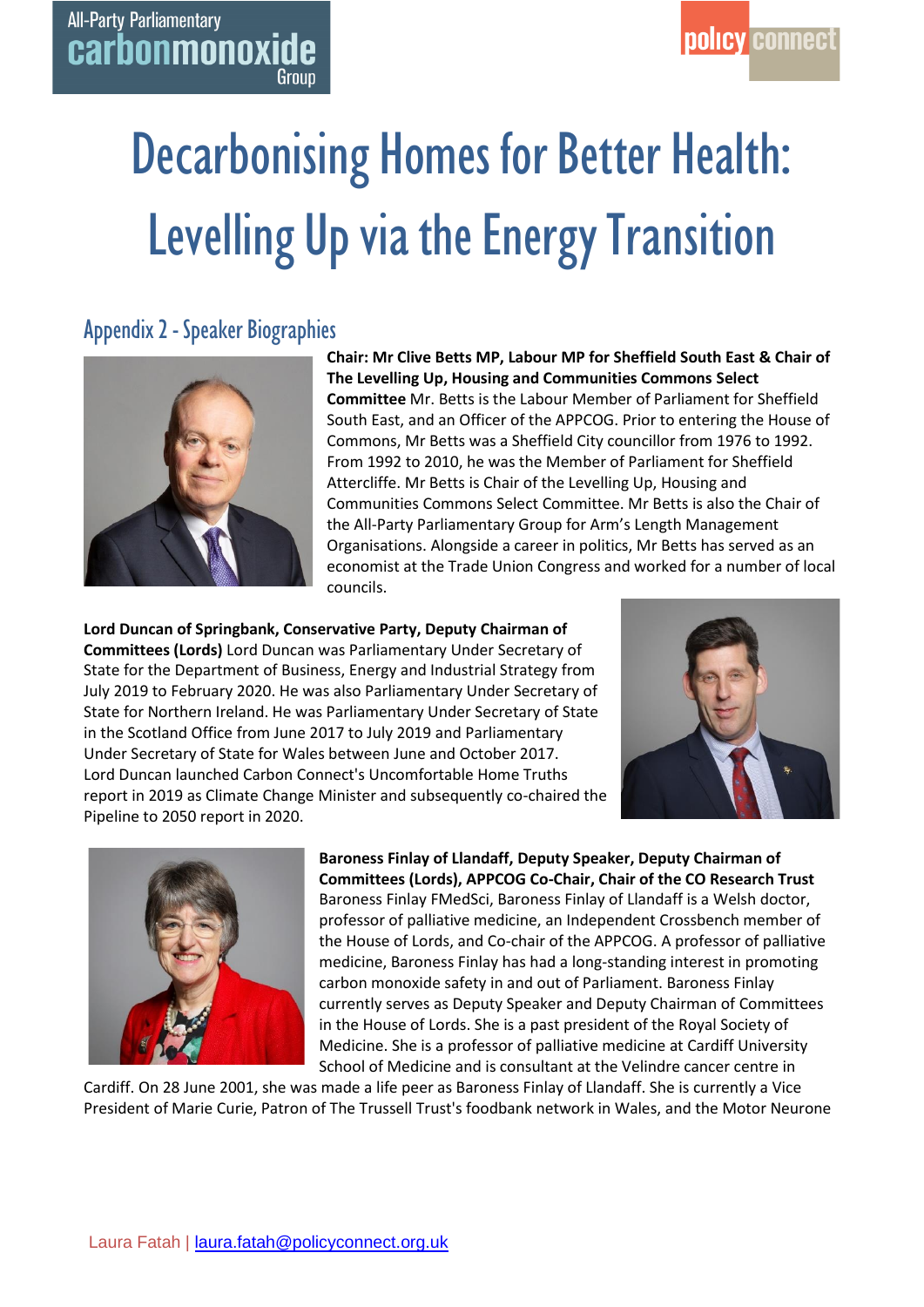# Decarbonising Homes for Better Health: Levelling Up via the Energy Transition

## Appendix 2 - Speaker Biographies

**Chair: Mr Clive Betts MP, Labour MP for Sheffield South East & Chair of The Levelling Up, Housing and Communities Commons Select Committee** Mr. Betts is the Labour Member of Parliament for Sheffield South East, and an Officer of the APPCOG. Prior to entering the House of Commons, Mr Betts was a Sheffield City councillor from 1976 to 1992. From 1992 to 2010, he was the Member of Parliament for Sheffield Attercliffe. Mr Betts is Chair of the Levelling Up, Housing and Communities Commons Select Committee. Mr Betts is also the Chair of the All-Party Parliamentary Group for Arm's Length Management Organisations. Alongside a career in politics, Mr Betts has served as an economist at the Trade Union Congress and worked for a number of local councils.

**Lord Duncan of Springbank, Conservative Party, Deputy Chairman of Committees (Lords)** Lord Duncan was Parliamentary Under Secretary of State for the Department of Business, Energy and Industrial Strategy from July 2019 to February 2020. He was also Parliamentary Under Secretary of State for Northern Ireland. He was Parliamentary Under Secretary of State in the Scotland Office from June 2017 to July 2019 and Parliamentary Under Secretary of State for Wales between June and October 2017. Lord Duncan launched Carbon Connect's Uncomfortable Home Truths report in 2019 as Climate Change Minister and subsequently co-chaired the Pipeline to 2050 report in 2020.

**Baroness Finlay of Llandaff, Deputy Speaker, Deputy Chairman of Committees (Lords), APPCOG Co-Chair, Chair of the CO Research Trust** Baroness Finlay FMedSci, Baroness Finlay of Llandaff is a Welsh doctor, professor of palliative medicine, an Independent Crossbench member of the House of Lords, and Co-chair of the APPCOG. A professor of palliative medicine, Baroness Finlay has had a long-standing interest in promoting carbon monoxide safety in and out of Parliament. Baroness Finlay currently serves as Deputy Speaker and Deputy Chairman of Committees in the House of Lords. She is a past president of the Royal Society of Medicine. She is a professor of palliative medicine at Cardiff University School of Medicine and is consultant at the Velindre cancer centre in Cardiff. On 28 June 2001, she was made a life peer as Baroness Finlay of Llandaff. She is currently a Vice President of Marie Curie, Patron of The Trussell Trust's foodbank network in Wales, and the Motor Neurone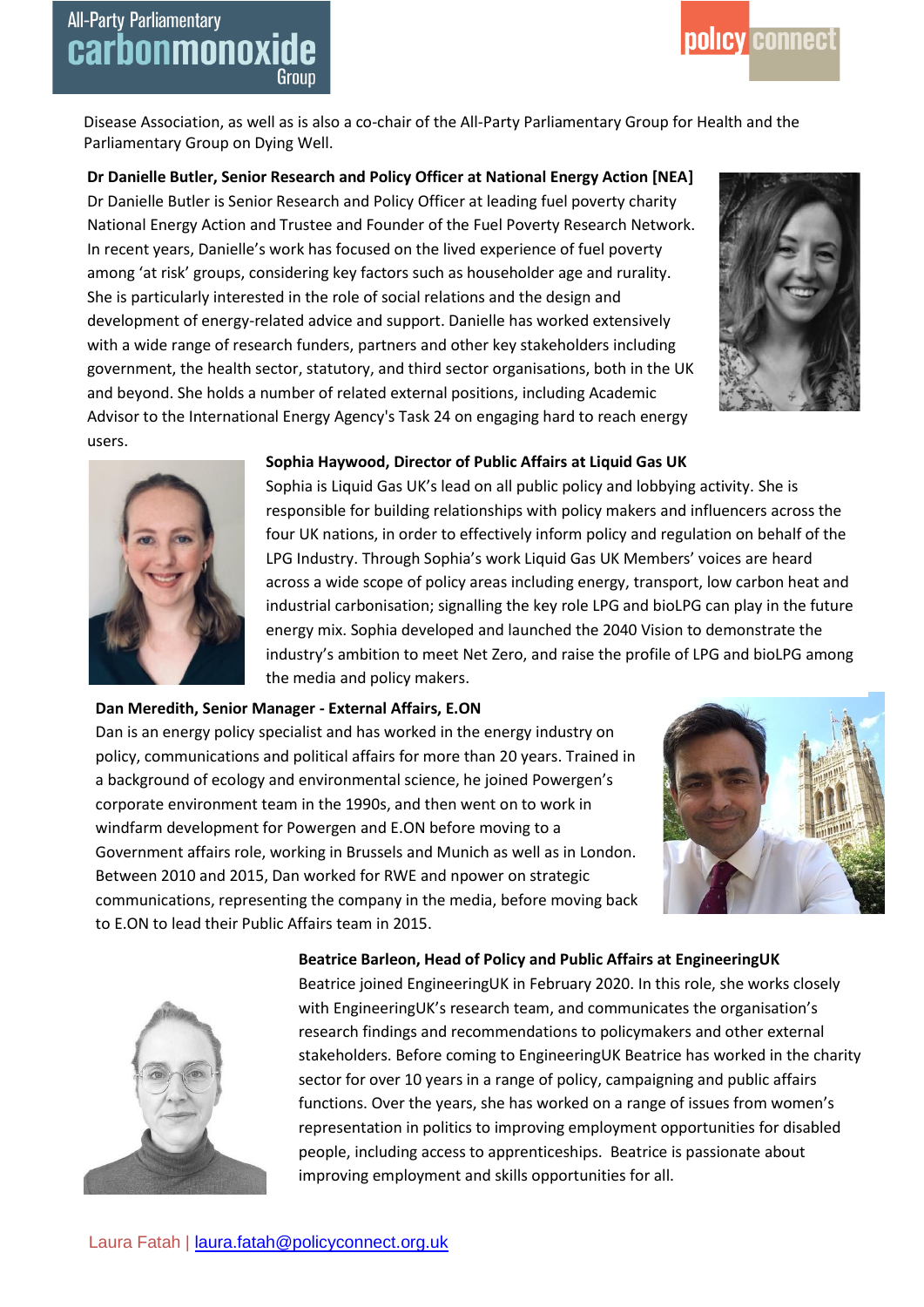Disease Association, as well as is also a co-chair of the All-Party Parliamentary Group for Health and the Parliamentary Group on Dying Well.

**Dr Danielle Butler, Senior Research and Policy Officer at National Energy Action [NEA]**

Dr Danielle Butler is Senior Research and Policy Officer at leading fuel poverty charity National Energy Action and Trustee and Founder of the Fuel Poverty Research Network. In recent years, Danielle's work has focused on the lived experience of fuel poverty among 'at risk' groups, considering key factors such as householder age and rurality. She is particularly interested in the role of social relations and the design and development of energy-related advice and support. Danielle has worked extensively with a wide range of research funders, partners and other key stakeholders including government, the health sector, statutory, and third sector organisations, both in the UK and beyond. She holds a number of related external positions, including Academic Advisor to the International Energy Agency's Task 24 on engaging hard to reach energy users.

**Sophia Haywood, Director of Public Affairs at Liquid Gas UK**

Sophia is Liquid Gas UK's lead on all public policy and lobbying activity. She is responsible for building relationships with policy makers and influencers across the four UK nations, in order to effectively inform policy and regulation on behalf of the LPG Industry. Through Sophia's work Liquid Gas UK Members' voices are heard across a wide scope of policy areas including energy, transport, low carbon heat and industrial carbonisation; signalling the key role LPG and bioLPG can play in the future energy mix. Sophia developed and launched the 2040 Vision to demonstrate the industry's ambition to meet Net Zero, and raise the profile of LPG and bioLPG among the media and policy makers.

**Dan Meredith, Senior Manager - External Affairs, E.ON**

Dan is an energy policy specialist and has worked in the energy industry on policy, communications and political affairs for more than 20 years. Trained in a background of ecology and environmental science, he joined Powergen's corporate environment team in the 1990s, and then went on to work in windfarm development for Powergen and E.ON before moving to a Government affairs role, working in Brussels and Munich as well as in London. Between 2010 and 2015, Dan worked for RWE and npower on strategic communications, representing the company in the media, before moving back to E.ON to lead their Public Affairs team in 2015.

**Beatrice Barleon, Head of Policy and Public Affairs at EngineeringUK**

Beatrice joined EngineeringUK in February 2020. In this role, she works closely with EngineeringUK's research team, and communicates the organisation's research findings and recommendations to policymakers and other external stakeholders. Before coming to EngineeringUK Beatrice has worked in the charity sector for over 10 years in a range of policy, campaigning and public affairs functions. Over the years, she has worked on a range of issues from women's representation in politics to improving employment opportunities for disabled people, including access to apprenticeships. Beatrice is passionate about improving employment and skills opportunities for all.

Laura Fatah | laura.fatah@policyconnect.org.uk